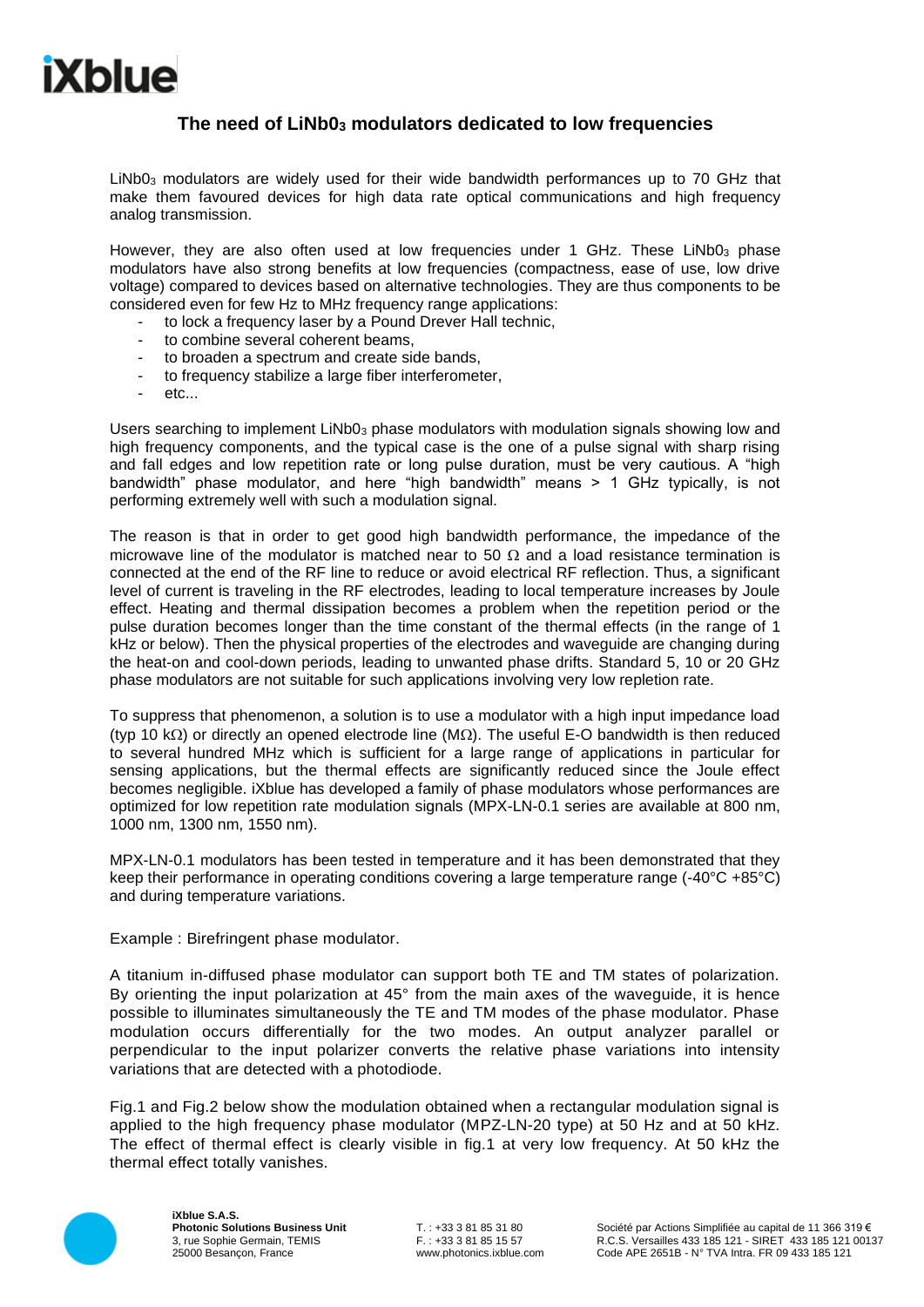# The need of $LiNb0_3$ modulators dedicated to low frequencies

$LiNb0_3$ modulators are widely used for their wide bandwidth performances up to 70 GHz that make them favoured devices for high data rate optical communications and high frequency analog transmission.

However, they are also often used at low frequencies under 1 GHz. These $LiNb0_3$ phase modulators have also strong benefits at low frequencies (compactness, ease of use, low drive voltage) compared to devices based on alternative technologies. They are thus components to be considered even for few Hz to MHz frequency range applications:

- to lock a frequency laser by a Pound Drever Hall technic,
- to combine several coherent beams,
- to broaden a spectrum and create side bands,
- to frequency stabilize a large fiber interferometer,
- etc...

Users searching to implement $LiNb0_3$ phase modulators with modulation signals showing low and high frequency components, and the typical case is the one of a pulse signal with sharp rising and fall edges and low repetition rate or long pulse duration, must be very cautious. A "high bandwidth" phase modulator, and here "high bandwidth" means > 1 GHz typically, is not performing extremely well with such a modulation signal.

The reason is that in order to get good high bandwidth performance, the impedance of the microwave line of the modulator is matched near to 50 Ω and a load resistance termination is connected at the end of the RF line to reduce or avoid electrical RF reflection. Thus, a significant level of current is traveling in the RF electrodes, leading to local temperature increases by Joule effect. Heating and thermal dissipation becomes a problem when the repetition period or the pulse duration becomes longer than the time constant of the thermal effects (in the range of 1 kHz or below). Then the physical properties of the electrodes and waveguide are changing during the heat-on and cool-down periods, leading to unwanted phase drifts. Standard 5, 10 or 20 GHz phase modulators are not suitable for such applications involving very low repletion rate.

To suppress that phenomenon, a solution is to use a modulator with a high input impedance load (typ 10 kΩ) or directly an opened electrode line (MΩ). The useful E-O bandwidth is then reduced to several hundred MHz which is sufficient for a large range of applications in particular for sensing applications, but the thermal effects are significantly reduced since the Joule effect becomes negligible. iXblue has developed a family of phase modulators whose performances are optimized for low repetition rate modulation signals (MPX-LN-0.1 series are available at 800 nm, 1000 nm, 1300 nm, 1550 nm).

MPX-LN-0.1 modulators has been tested in temperature and it has been demonstrated that they keep their performance in operating conditions covering a large temperature range (-40°C +85°C) and during temperature variations.

Example : Birefringent phase modulator.

A titanium in-diffused phase modulator can support both TE and TM states of polarization. By orienting the input polarization at 45° from the main axes of the waveguide, it is hence possible to illuminates simultaneously the TE and TM modes of the phase modulator. Phase modulation occurs differentially for the two modes. An output analyzer parallel or perpendicular to the input polarizer converts the relative phase variations into intensity variations that are detected with a photodiode.

Fig.1 and Fig.2 below show the modulation obtained when a rectangular modulation signal is applied to the high frequency phase modulator (MPZ-LN-20 type) at 50 Hz and at 50 kHz. The effect of thermal effect is clearly visible in fig.1 at very low frequency. At 50 kHz the thermal effect totally vanishes.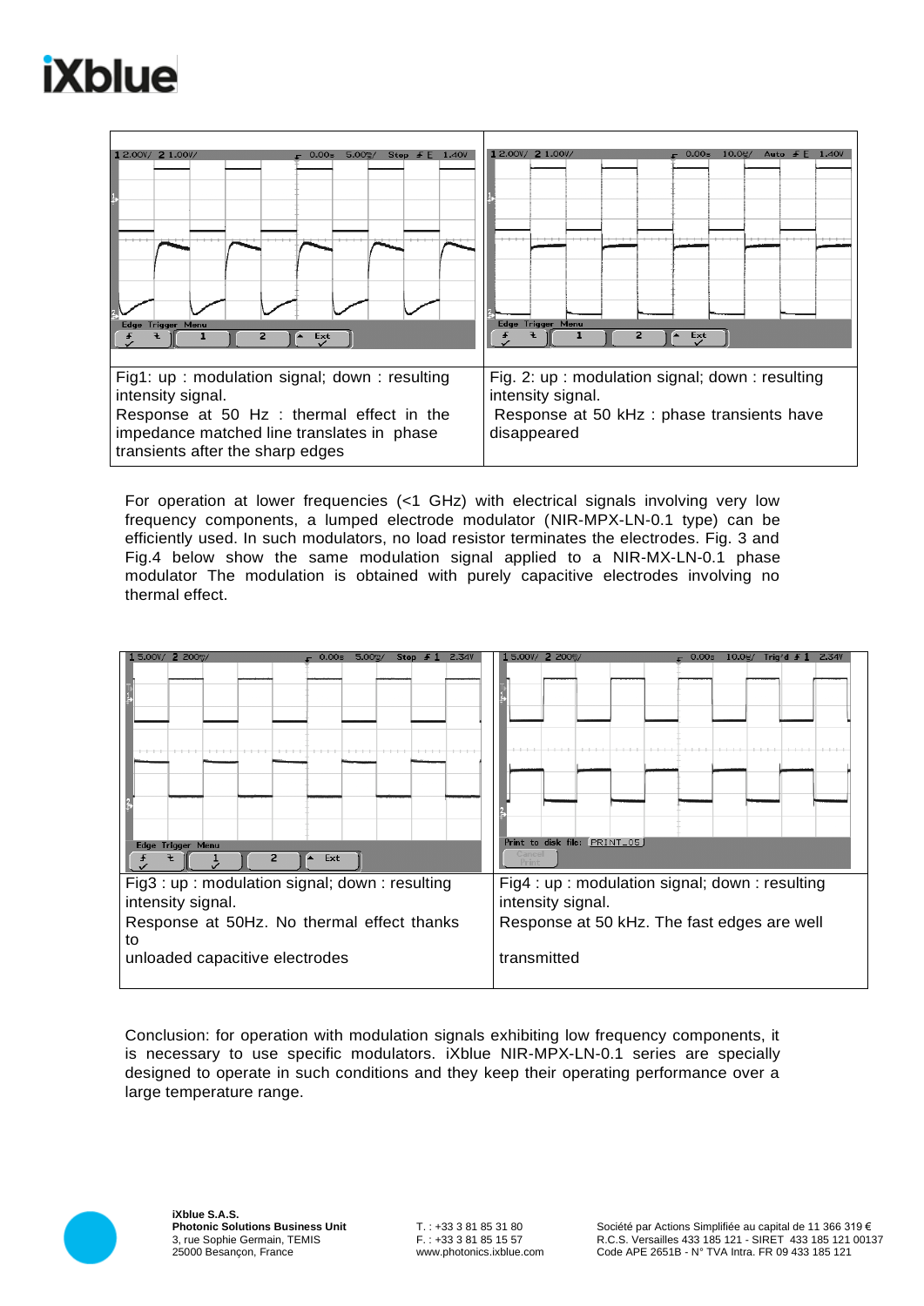| | |
|---|---|
| Fig1: up : modulation signal; down : resulting intensity signal. Response at 50 Hz : thermal effect in the impedance matched line translates in phase transients after the sharp edges | Fig. 2: up : modulation signal; down : resulting intensity signal. Response at 50 kHz : phase transients have disappeared |

For operation at lower frequencies (<1 GHz) with electrical signals involving very low frequency components, a lumped electrode modulator (NIR-MPX-LN-0.1 type) can be efficiently used. In such modulators, no load resistor terminates the electrodes. Fig. 3 and Fig.4 below show the same modulation signal applied to a NIR-MX-LN-0.1 phase modulator The modulation is obtained with purely capacitive electrodes involving no thermal effect.

| | |
|---|---|
| Fig3 : up : modulation signal; down : resulting intensity signal. Response at 50Hz. No thermal effect thanks to unloaded capacitive electrodes | Fig4 : up : modulation signal; down : resulting intensity signal. Response at 50 kHz. The fast edges are well transmitted |

Conclusion: for operation with modulation signals exhibiting low frequency components, it is necessary to use specific modulators. iXblue NIR-MPX-LN-0.1 series are specially designed to operate in such conditions and they keep their operating performance over a large temperature range.

**iXblue S.A.S.**
**Photonic Solutions Business Unit**
3, rue Sophie Germain, TEMIS
25000 Besançon, France

T. : +33 3 81 85 31 80
F. : +33 3 81 85 15 57
www.photonics.ixblue.com

Société par Actions Simplifiée au capital de 11 366 319 €
R.C.S. Versailles 433 185 121 - SIRET 433 185 121 00137
Code APE 2651B - N° TVA Intra. FR 09 433 185 121